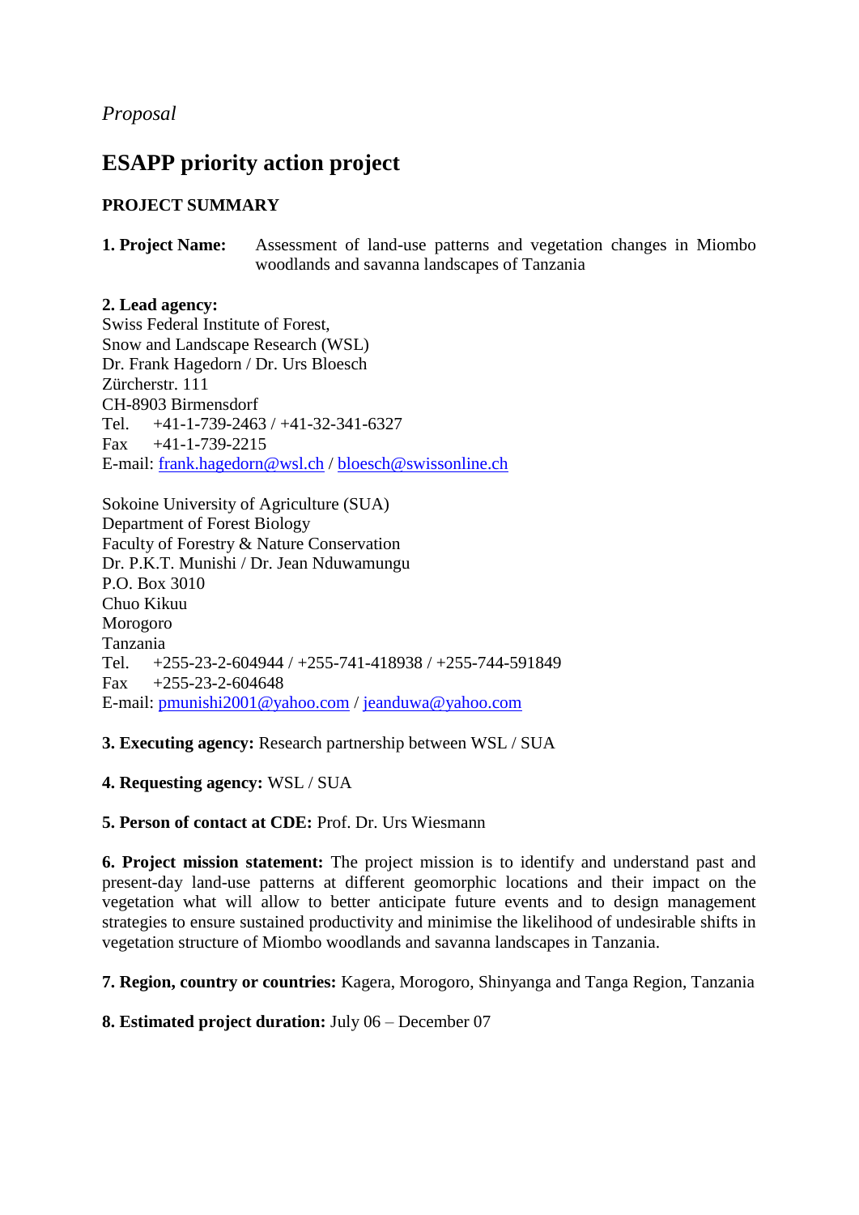*Proposal*

# ESAPP priority action project

## PROJECT SUMMARY

**1. Project Name:** Assessment of land-use patterns and vegetation changes in Miombo woodlands and savanna landscapes of Tanzania

**2. Lead agency:**
Swiss Federal Institute of Forest,
Snow and Landscape Research (WSL)
Dr. Frank Hagedorn / Dr. Urs Bloesch
Zürcherstr. 111
CH-8903 Birmensdorf
Tel. +41-1-739-2463 / +41-32-341-6327
Fax +41-1-739-2215
E-mail: frank.hagedorn@wsl.ch / bloesch@swissonline.ch

Sokoine University of Agriculture (SUA)
Department of Forest Biology
Faculty of Forestry & Nature Conservation
Dr. P.K.T. Munishi / Dr. Jean Nduwamungu
P.O. Box 3010
Chuo Kikuu
Morogoro
Tanzania
Tel. +255-23-2-604944 / +255-741-418938 / +255-744-591849
Fax +255-23-2-604648
E-mail: pmunishi2001@yahoo.com / jeanduwa@yahoo.com

**3. Executing agency:** Research partnership between WSL / SUA

**4. Requesting agency:** WSL / SUA

**5. Person of contact at CDE:** Prof. Dr. Urs Wiesmann

**6. Project mission statement:** The project mission is to identify and understand past and present-day land-use patterns at different geomorphic locations and their impact on the vegetation what will allow to better anticipate future events and to design management strategies to ensure sustained productivity and minimise the likelihood of undesirable shifts in vegetation structure of Miombo woodlands and savanna landscapes in Tanzania.

**7. Region, country or countries:** Kagera, Morogoro, Shinyanga and Tanga Region, Tanzania

**8. Estimated project duration:** July 06 – December 07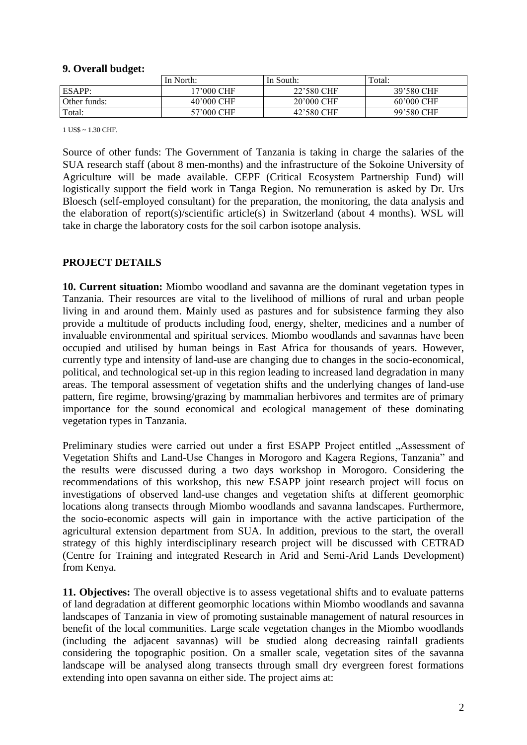### 9. Overall budget:

| | In North: | In South: | Total: |
|---|---|---|---|
| ESAPP: | 17'000 CHF | 22'580 CHF | 39'580 CHF |
| Other funds: | 40'000 CHF | 20'000 CHF | 60'000 CHF |
| Total: | 57'000 CHF | 42'580 CHF | 99'580 CHF |

1 US$ ~ 1.30 CHF.

Source of other funds: The Government of Tanzania is taking in charge the salaries of the SUA research staff (about 8 men-months) and the infrastructure of the Sokoine University of Agriculture will be made available. CEPF (Critical Ecosystem Partnership Fund) will logistically support the field work in Tanga Region. No remuneration is asked by Dr. Urs Bloesch (self-employed consultant) for the preparation, the monitoring, the data analysis and the elaboration of report(s)/scientific article(s) in Switzerland (about 4 months). WSL will take in charge the laboratory costs for the soil carbon isotope analysis.

## PROJECT DETAILS

**10. Current situation:** Miombo woodland and savanna are the dominant vegetation types in Tanzania. Their resources are vital to the livelihood of millions of rural and urban people living in and around them. Mainly used as pastures and for subsistence farming they also provide a multitude of products including food, energy, shelter, medicines and a number of invaluable environmental and spiritual services. Miombo woodlands and savannas have been occupied and utilised by human beings in East Africa for thousands of years. However, currently type and intensity of land-use are changing due to changes in the socio-economical, political, and technological set-up in this region leading to increased land degradation in many areas. The temporal assessment of vegetation shifts and the underlying changes of land-use pattern, fire regime, browsing/grazing by mammalian herbivores and termites are of primary importance for the sound economical and ecological management of these dominating vegetation types in Tanzania.

Preliminary studies were carried out under a first ESAPP Project entitled „Assessment of Vegetation Shifts and Land-Use Changes in Morogoro and Kagera Regions, Tanzania" and the results were discussed during a two days workshop in Morogoro. Considering the recommendations of this workshop, this new ESAPP joint research project will focus on investigations of observed land-use changes and vegetation shifts at different geomorphic locations along transects through Miombo woodlands and savanna landscapes. Furthermore, the socio-economic aspects will gain in importance with the active participation of the agricultural extension department from SUA. In addition, previous to the start, the overall strategy of this highly interdisciplinary research project will be discussed with CETRAD (Centre for Training and integrated Research in Arid and Semi-Arid Lands Development) from Kenya.

**11. Objectives:** The overall objective is to assess vegetational shifts and to evaluate patterns of land degradation at different geomorphic locations within Miombo woodlands and savanna landscapes of Tanzania in view of promoting sustainable management of natural resources in benefit of the local communities. Large scale vegetation changes in the Miombo woodlands (including the adjacent savannas) will be studied along decreasing rainfall gradients considering the topographic position. On a smaller scale, vegetation sites of the savanna landscape will be analysed along transects through small dry evergreen forest formations extending into open savanna on either side. The project aims at: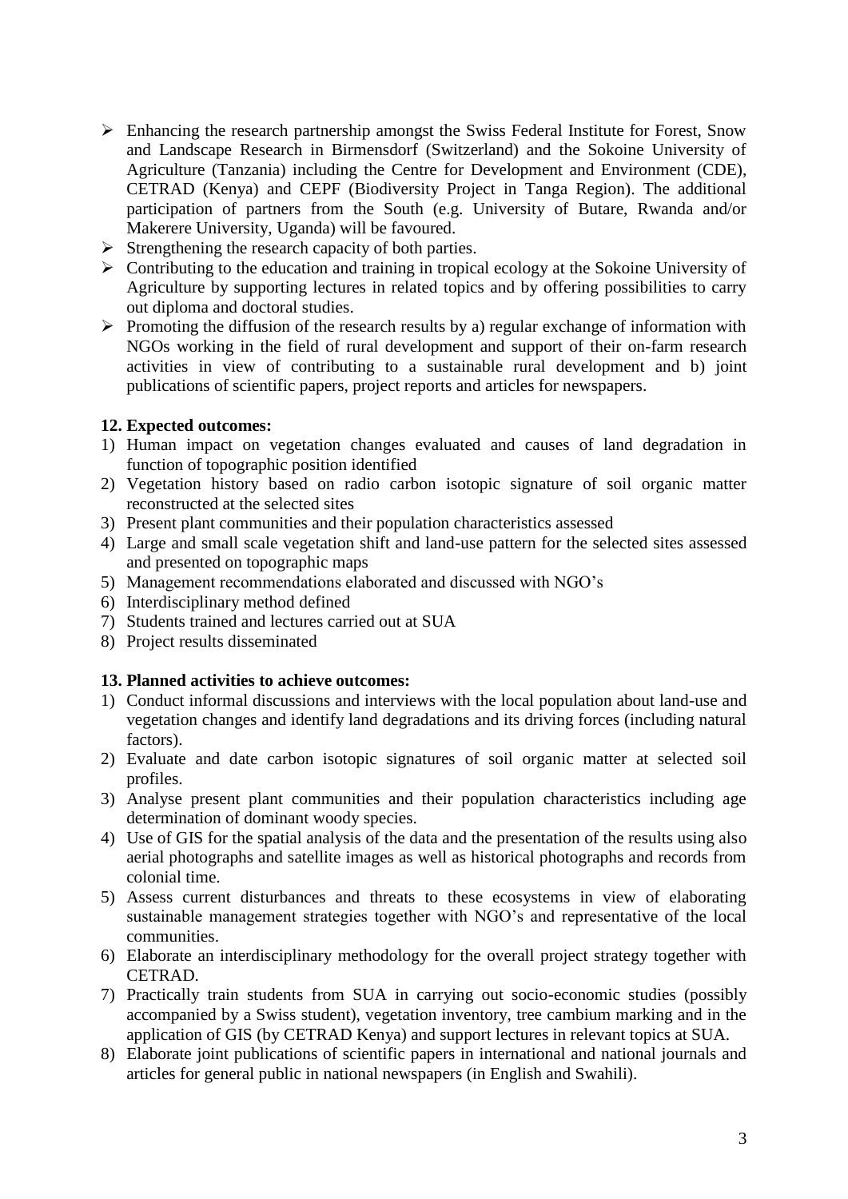- Enhancing the research partnership amongst the Swiss Federal Institute for Forest, Snow and Landscape Research in Birmensdorf (Switzerland) and the Sokoine University of Agriculture (Tanzania) including the Centre for Development and Environment (CDE), CETRAD (Kenya) and CEPF (Biodiversity Project in Tanga Region). The additional participation of partners from the South (e.g. University of Butare, Rwanda and/or Makerere University, Uganda) will be favoured.
- Strengthening the research capacity of both parties.
- Contributing to the education and training in tropical ecology at the Sokoine University of Agriculture by supporting lectures in related topics and by offering possibilities to carry out diploma and doctoral studies.
- Promoting the diffusion of the research results by a) regular exchange of information with NGOs working in the field of rural development and support of their on-farm research activities in view of contributing to a sustainable rural development and b) joint publications of scientific papers, project reports and articles for newspapers.

**12. Expected outcomes:**

1) Human impact on vegetation changes evaluated and causes of land degradation in function of topographic position identified
2) Vegetation history based on radio carbon isotopic signature of soil organic matter reconstructed at the selected sites
3) Present plant communities and their population characteristics assessed
4) Large and small scale vegetation shift and land-use pattern for the selected sites assessed and presented on topographic maps
5) Management recommendations elaborated and discussed with NGO's
6) Interdisciplinary method defined
7) Students trained and lectures carried out at SUA
8) Project results disseminated

**13. Planned activities to achieve outcomes:**

1) Conduct informal discussions and interviews with the local population about land-use and vegetation changes and identify land degradations and its driving forces (including natural factors).
2) Evaluate and date carbon isotopic signatures of soil organic matter at selected soil profiles.
3) Analyse present plant communities and their population characteristics including age determination of dominant woody species.
4) Use of GIS for the spatial analysis of the data and the presentation of the results using also aerial photographs and satellite images as well as historical photographs and records from colonial time.
5) Assess current disturbances and threats to these ecosystems in view of elaborating sustainable management strategies together with NGO's and representative of the local communities.
6) Elaborate an interdisciplinary methodology for the overall project strategy together with CETRAD.
7) Practically train students from SUA in carrying out socio-economic studies (possibly accompanied by a Swiss student), vegetation inventory, tree cambium marking and in the application of GIS (by CETRAD Kenya) and support lectures in relevant topics at SUA.
8) Elaborate joint publications of scientific papers in international and national journals and articles for general public in national newspapers (in English and Swahili).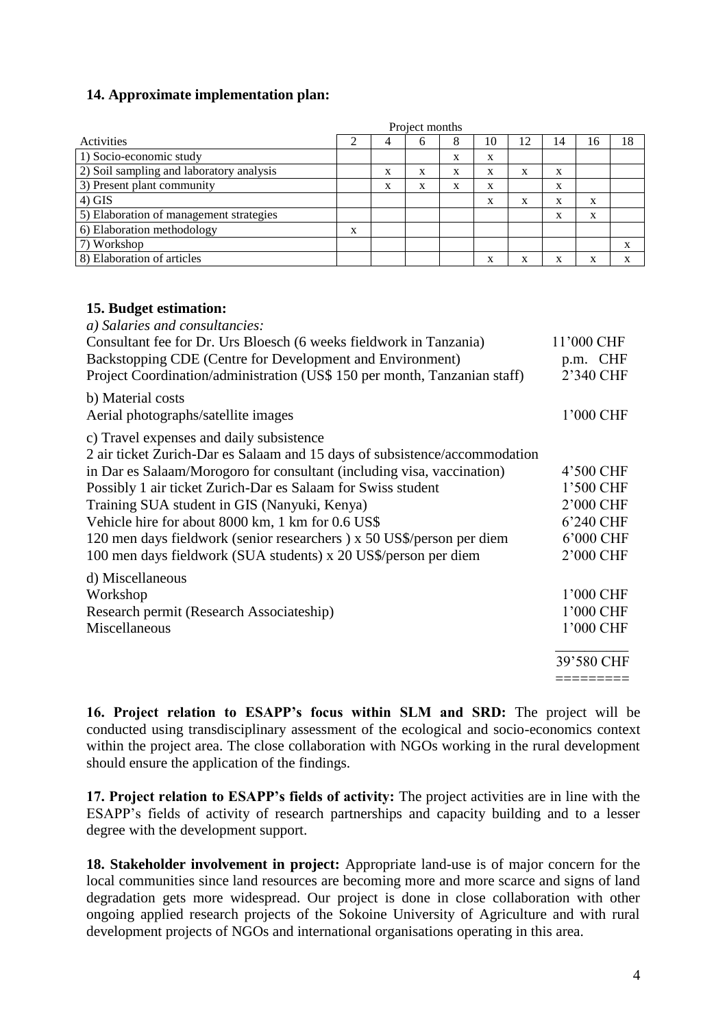### 14. Approximate implementation plan:

| Activities | Project months 2 | 4 | 6 | 8 | 10 | 12 | 14 | 16 | 18 |
|---|---|---|---|---|---|---|---|---|---|
| 1) Socio-economic study | | | | x | x | | | | |
| 2) Soil sampling and laboratory analysis | | x | x | x | x | x | x | | |
| 3) Present plant community | | x | x | x | x | | x | | |
| 4) GIS | | | | | x | x | x | x | |
| 5) Elaboration of management strategies | | | | | | | x | x | |
| 6) Elaboration methodology | x | | | | | | | | |
| 7) Workshop | | | | | | | | | x |
| 8) Elaboration of articles | | | | | x | x | x | x | x |

### 15. Budget estimation:

*a) Salaries and consultancies:*

| | |
|---|---|
| Consultant fee for Dr. Urs Bloesch (6 weeks fieldwork in Tanzania) | 11'000 CHF |
| Backstopping CDE (Centre for Development and Environment) | p.m. CHF |
| Project Coordination/administration (US$ 150 per month, Tanzanian staff) | 2'340 CHF |
| **b) Material costs** | |
| Aerial photographs/satellite images | 1'000 CHF |
| **c) Travel expenses and daily subsistence** | |
| 2 air ticket Zurich-Dar es Salaam and 15 days of subsistence/accommodation in Dar es Salaam/Morogoro for consultant (including visa, vaccination) | 4'500 CHF |
| Possibly 1 air ticket Zurich-Dar es Salaam for Swiss student | 1'500 CHF |
| Training SUA student in GIS (Nanyuki, Kenya) | 2'000 CHF |
| Vehicle hire for about 8000 km, 1 km for 0.6 US$ | 6'240 CHF |
| 120 men days fieldwork (senior researchers ) x 50 US$/person per diem | 6'000 CHF |
| 100 men days fieldwork (SUA students) x 20 US$/person per diem | 2'000 CHF |
| **d) Miscellaneous** | |
| Workshop | 1'000 CHF |
| Research permit (Research Associateship) | 1'000 CHF |
| Miscellaneous | 1'000 CHF |
| | **39'580 CHF** |

**16. Project relation to ESAPP's focus within SLM and SRD:** The project will be conducted using transdisciplinary assessment of the ecological and socio-economics context within the project area. The close collaboration with NGOs working in the rural development should ensure the application of the findings.

**17. Project relation to ESAPP's fields of activity:** The project activities are in line with the ESAPP's fields of activity of research partnerships and capacity building and to a lesser degree with the development support.

**18. Stakeholder involvement in project:** Appropriate land-use is of major concern for the local communities since land resources are becoming more and more scarce and signs of land degradation gets more widespread. Our project is done in close collaboration with other ongoing applied research projects of the Sokoine University of Agriculture and with rural development projects of NGOs and international organisations operating in this area.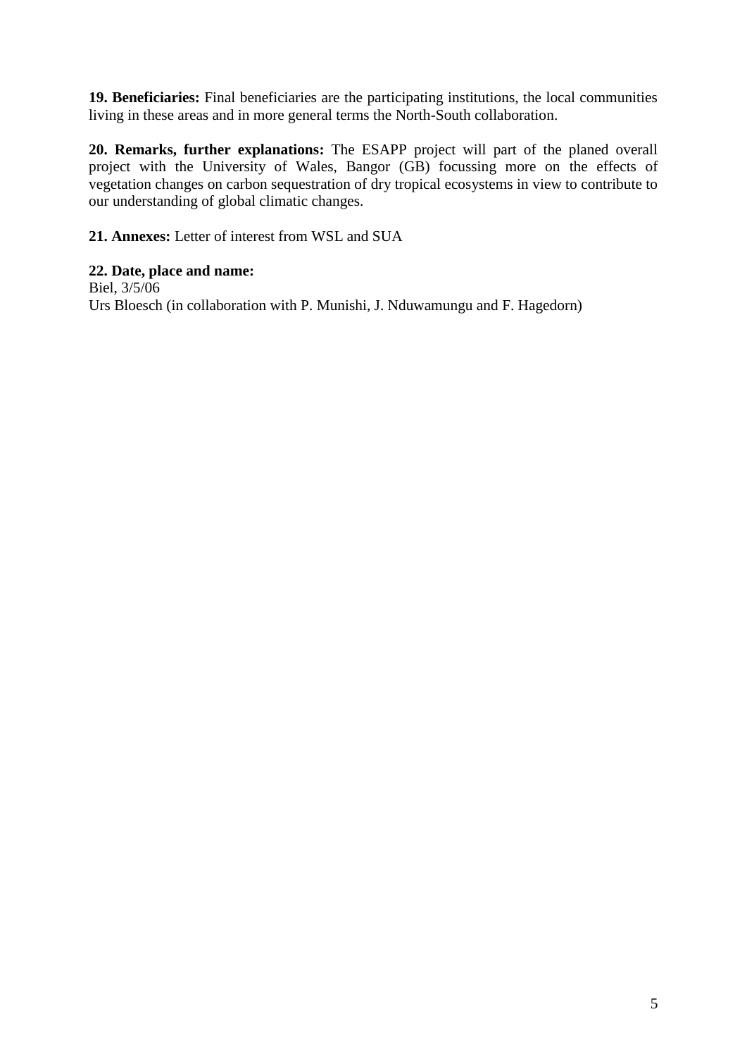**19. Beneficiaries:** Final beneficiaries are the participating institutions, the local communities living in these areas and in more general terms the North-South collaboration.

**20. Remarks, further explanations:** The ESAPP project will part of the planed overall project with the University of Wales, Bangor (GB) focussing more on the effects of vegetation changes on carbon sequestration of dry tropical ecosystems in view to contribute to our understanding of global climatic changes.

**21. Annexes:** Letter of interest from WSL and SUA

**22. Date, place and name:**
Biel, 3/5/06
Urs Bloesch (in collaboration with P. Munishi, J. Nduwamungu and F. Hagedorn)